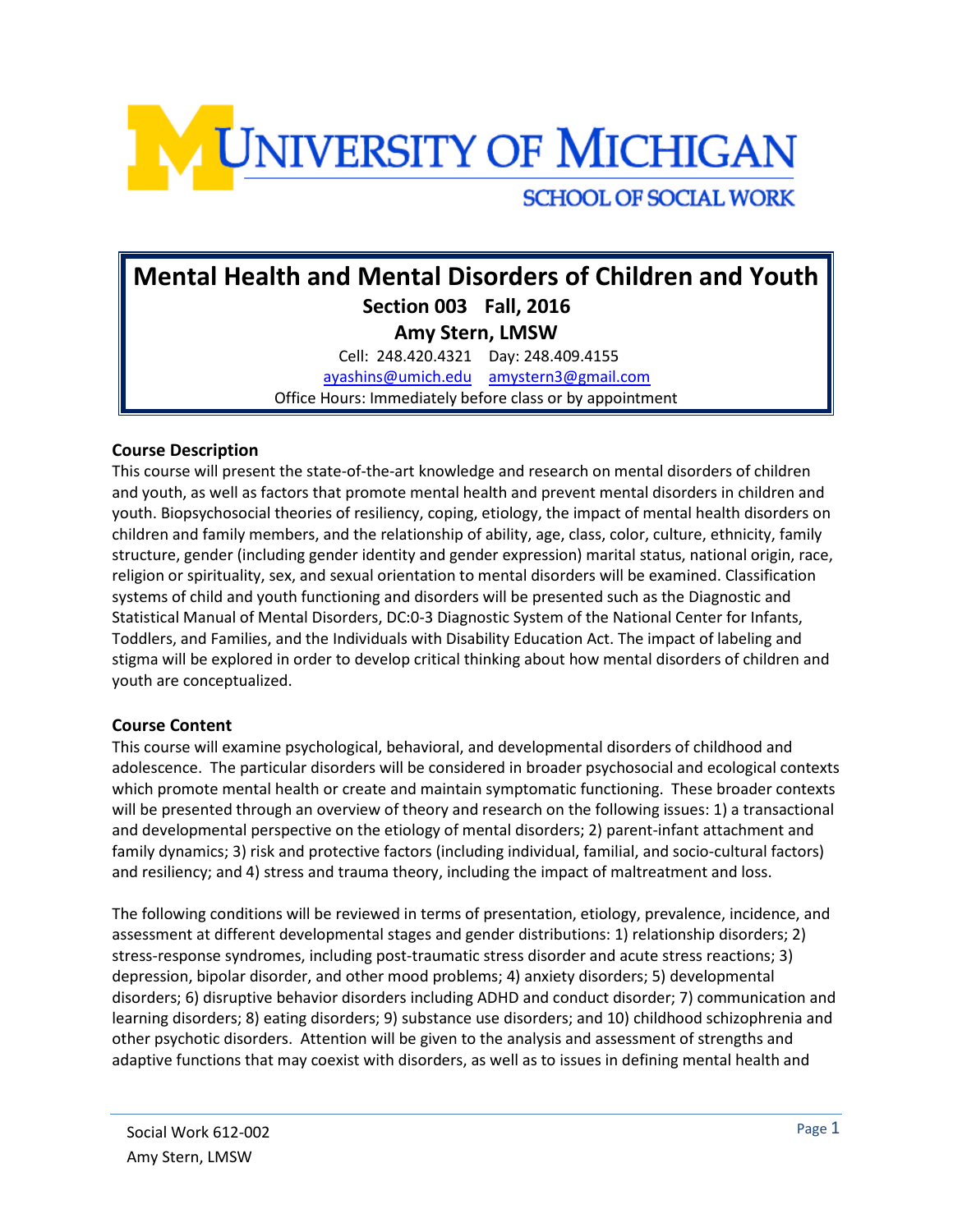# UNIVERSITY OF MICHIGAN

SCHOOL OF SOCIAL WORK

## Mental Health and Mental Disorders of Children and Youth

**Section 003 Fall, 2016**

**Amy Stern, LMSW**

Cell: 248.420.4321 Day: 248.409.4155

ayashins@umich.edu amystern3@gmail.com

Office Hours: Immediately before class or by appointment

### Course Description

This course will present the state-of-the-art knowledge and research on mental disorders of children and youth, as well as factors that promote mental health and prevent mental disorders in children and youth. Biopsychosocial theories of resiliency, coping, etiology, the impact of mental health disorders on children and family members, and the relationship of ability, age, class, color, culture, ethnicity, family structure, gender (including gender identity and gender expression) marital status, national origin, race, religion or spirituality, sex, and sexual orientation to mental disorders will be examined. Classification systems of child and youth functioning and disorders will be presented such as the Diagnostic and Statistical Manual of Mental Disorders, DC:0-3 Diagnostic System of the National Center for Infants, Toddlers, and Families, and the Individuals with Disability Education Act. The impact of labeling and stigma will be explored in order to develop critical thinking about how mental disorders of children and youth are conceptualized.

### Course Content

This course will examine psychological, behavioral, and developmental disorders of childhood and adolescence. The particular disorders will be considered in broader psychosocial and ecological contexts which promote mental health or create and maintain symptomatic functioning. These broader contexts will be presented through an overview of theory and research on the following issues: 1) a transactional and developmental perspective on the etiology of mental disorders; 2) parent-infant attachment and family dynamics; 3) risk and protective factors (including individual, familial, and socio-cultural factors) and resiliency; and 4) stress and trauma theory, including the impact of maltreatment and loss.

The following conditions will be reviewed in terms of presentation, etiology, prevalence, incidence, and assessment at different developmental stages and gender distributions: 1) relationship disorders; 2) stress-response syndromes, including post-traumatic stress disorder and acute stress reactions; 3) depression, bipolar disorder, and other mood problems; 4) anxiety disorders; 5) developmental disorders; 6) disruptive behavior disorders including ADHD and conduct disorder; 7) communication and learning disorders; 8) eating disorders; 9) substance use disorders; and 10) childhood schizophrenia and other psychotic disorders. Attention will be given to the analysis and assessment of strengths and adaptive functions that may coexist with disorders, as well as to issues in defining mental health and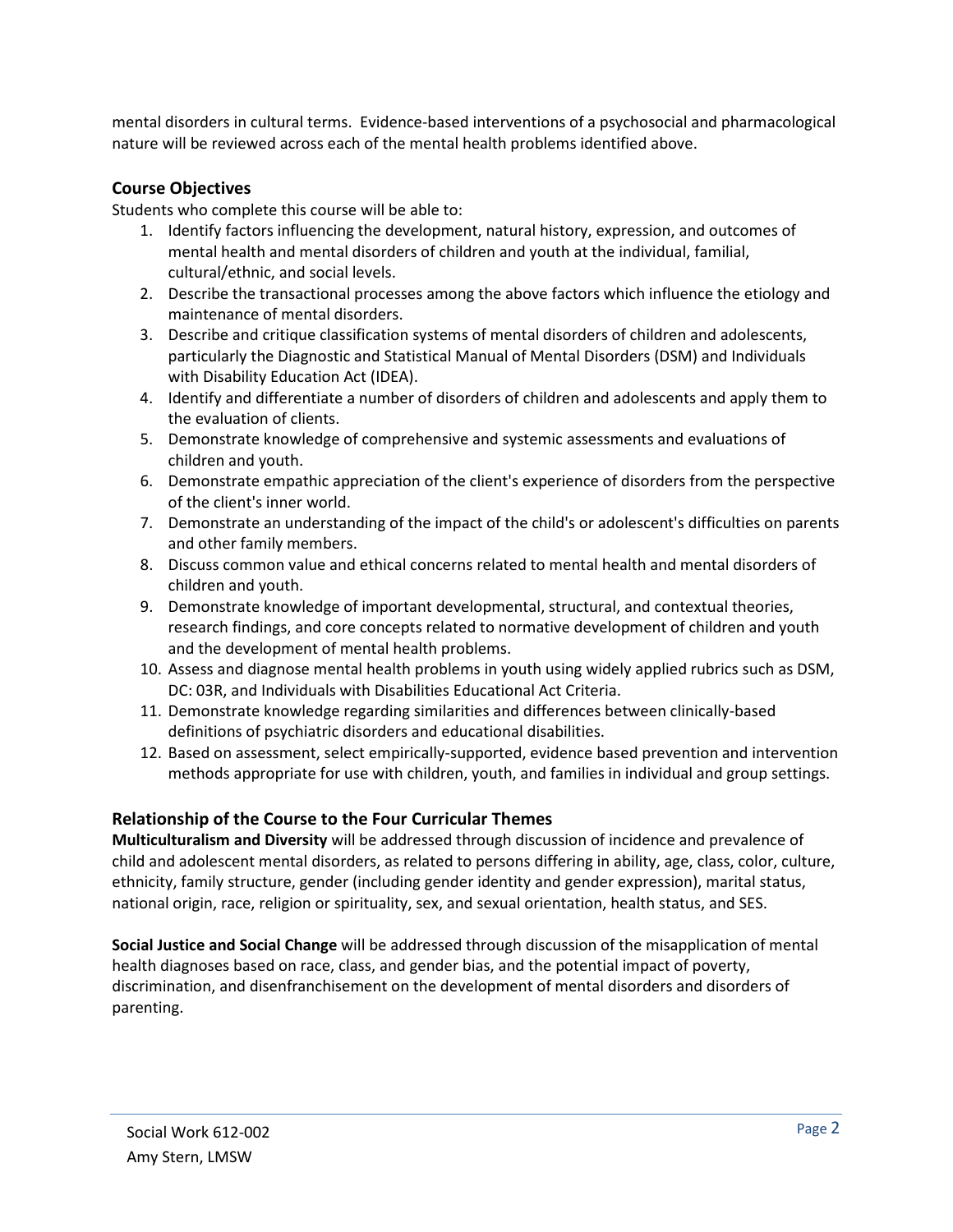mental disorders in cultural terms. Evidence-based interventions of a psychosocial and pharmacological nature will be reviewed across each of the mental health problems identified above.

## Course Objectives

Students who complete this course will be able to:

1. Identify factors influencing the development, natural history, expression, and outcomes of mental health and mental disorders of children and youth at the individual, familial, cultural/ethnic, and social levels.
2. Describe the transactional processes among the above factors which influence the etiology and maintenance of mental disorders.
3. Describe and critique classification systems of mental disorders of children and adolescents, particularly the Diagnostic and Statistical Manual of Mental Disorders (DSM) and Individuals with Disability Education Act (IDEA).
4. Identify and differentiate a number of disorders of children and adolescents and apply them to the evaluation of clients.
5. Demonstrate knowledge of comprehensive and systemic assessments and evaluations of children and youth.
6. Demonstrate empathic appreciation of the client's experience of disorders from the perspective of the client's inner world.
7. Demonstrate an understanding of the impact of the child's or adolescent's difficulties on parents and other family members.
8. Discuss common value and ethical concerns related to mental health and mental disorders of children and youth.
9. Demonstrate knowledge of important developmental, structural, and contextual theories, research findings, and core concepts related to normative development of children and youth and the development of mental health problems.
10. Assess and diagnose mental health problems in youth using widely applied rubrics such as DSM, DC: 03R, and Individuals with Disabilities Educational Act Criteria.
11. Demonstrate knowledge regarding similarities and differences between clinically-based definitions of psychiatric disorders and educational disabilities.
12. Based on assessment, select empirically-supported, evidence based prevention and intervention methods appropriate for use with children, youth, and families in individual and group settings.

## Relationship of the Course to the Four Curricular Themes

**Multiculturalism and Diversity** will be addressed through discussion of incidence and prevalence of child and adolescent mental disorders, as related to persons differing in ability, age, class, color, culture, ethnicity, family structure, gender (including gender identity and gender expression), marital status, national origin, race, religion or spirituality, sex, and sexual orientation, health status, and SES.

**Social Justice and Social Change** will be addressed through discussion of the misapplication of mental health diagnoses based on race, class, and gender bias, and the potential impact of poverty, discrimination, and disenfranchisement on the development of mental disorders and disorders of parenting.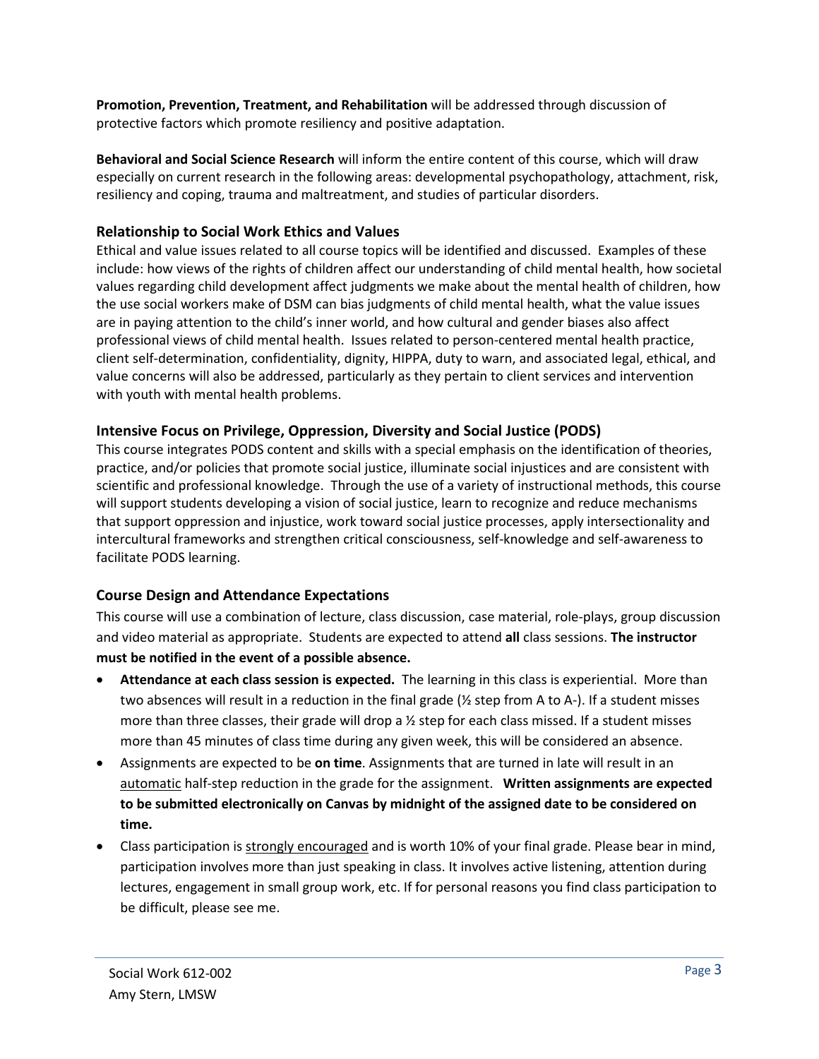**Promotion, Prevention, Treatment, and Rehabilitation** will be addressed through discussion of protective factors which promote resiliency and positive adaptation.

**Behavioral and Social Science Research** will inform the entire content of this course, which will draw especially on current research in the following areas: developmental psychopathology, attachment, risk, resiliency and coping, trauma and maltreatment, and studies of particular disorders.

### Relationship to Social Work Ethics and Values

Ethical and value issues related to all course topics will be identified and discussed. Examples of these include: how views of the rights of children affect our understanding of child mental health, how societal values regarding child development affect judgments we make about the mental health of children, how the use social workers make of DSM can bias judgments of child mental health, what the value issues are in paying attention to the child's inner world, and how cultural and gender biases also affect professional views of child mental health. Issues related to person-centered mental health practice, client self-determination, confidentiality, dignity, HIPPA, duty to warn, and associated legal, ethical, and value concerns will also be addressed, particularly as they pertain to client services and intervention with youth with mental health problems.

### Intensive Focus on Privilege, Oppression, Diversity and Social Justice (PODS)

This course integrates PODS content and skills with a special emphasis on the identification of theories, practice, and/or policies that promote social justice, illuminate social injustices and are consistent with scientific and professional knowledge. Through the use of a variety of instructional methods, this course will support students developing a vision of social justice, learn to recognize and reduce mechanisms that support oppression and injustice, work toward social justice processes, apply intersectionality and intercultural frameworks and strengthen critical consciousness, self-knowledge and self-awareness to facilitate PODS learning.

### Course Design and Attendance Expectations

This course will use a combination of lecture, class discussion, case material, role-plays, group discussion and video material as appropriate. Students are expected to attend **all** class sessions. **The instructor must be notified in the event of a possible absence.**

- **Attendance at each class session is expected.** The learning in this class is experiential. More than two absences will result in a reduction in the final grade (½ step from A to A-). If a student misses more than three classes, their grade will drop a ½ step for each class missed. If a student misses more than 45 minutes of class time during any given week, this will be considered an absence.
- Assignments are expected to be **on time**. Assignments that are turned in late will result in an automatic half-step reduction in the grade for the assignment. **Written assignments are expected to be submitted electronically on Canvas by midnight of the assigned date to be considered on time.**
- Class participation is strongly encouraged and is worth 10% of your final grade. Please bear in mind, participation involves more than just speaking in class. It involves active listening, attention during lectures, engagement in small group work, etc. If for personal reasons you find class participation to be difficult, please see me.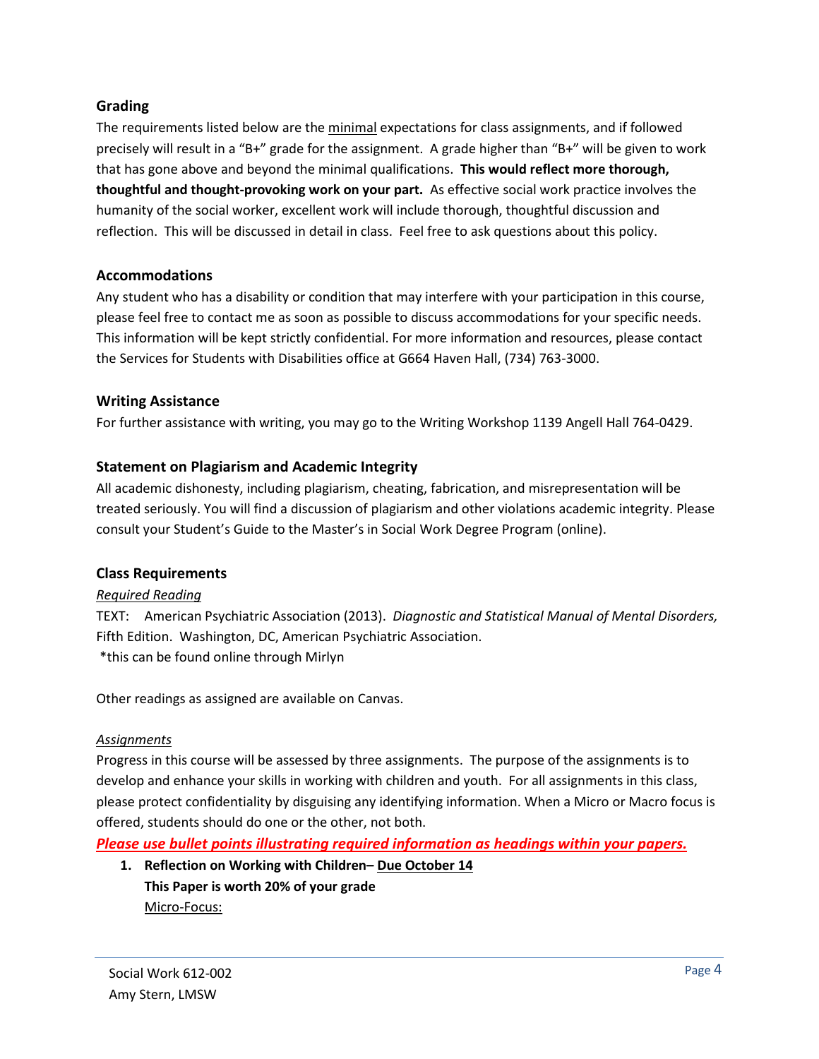## Grading

The requirements listed below are the minimal expectations for class assignments, and if followed precisely will result in a "B+" grade for the assignment. A grade higher than "B+" will be given to work that has gone above and beyond the minimal qualifications. **This would reflect more thorough, thoughtful and thought-provoking work on your part.** As effective social work practice involves the humanity of the social worker, excellent work will include thorough, thoughtful discussion and reflection. This will be discussed in detail in class. Feel free to ask questions about this policy.

## Accommodations

Any student who has a disability or condition that may interfere with your participation in this course, please feel free to contact me as soon as possible to discuss accommodations for your specific needs. This information will be kept strictly confidential. For more information and resources, please contact the Services for Students with Disabilities office at G664 Haven Hall, (734) 763-3000.

## Writing Assistance

For further assistance with writing, you may go to the Writing Workshop 1139 Angell Hall 764-0429.

## Statement on Plagiarism and Academic Integrity

All academic dishonesty, including plagiarism, cheating, fabrication, and misrepresentation will be treated seriously. You will find a discussion of plagiarism and other violations academic integrity. Please consult your Student's Guide to the Master's in Social Work Degree Program (online).

## Class Requirements

*Required Reading*

TEXT: American Psychiatric Association (2013). *Diagnostic and Statistical Manual of Mental Disorders,* Fifth Edition. Washington, DC, American Psychiatric Association.

*this can be found online through Mirlyn

Other readings as assigned are available on Canvas.

*Assignments*

Progress in this course will be assessed by three assignments. The purpose of the assignments is to develop and enhance your skills in working with children and youth. For all assignments in this class, please protect confidentiality by disguising any identifying information. When a Micro or Macro focus is offered, students should do one or the other, not both.

***Please use bullet points illustrating required information as headings within your papers.***

1. **Reflection on Working with Children– Due October 14**
   **This Paper is worth 20% of your grade**
   Micro-Focus: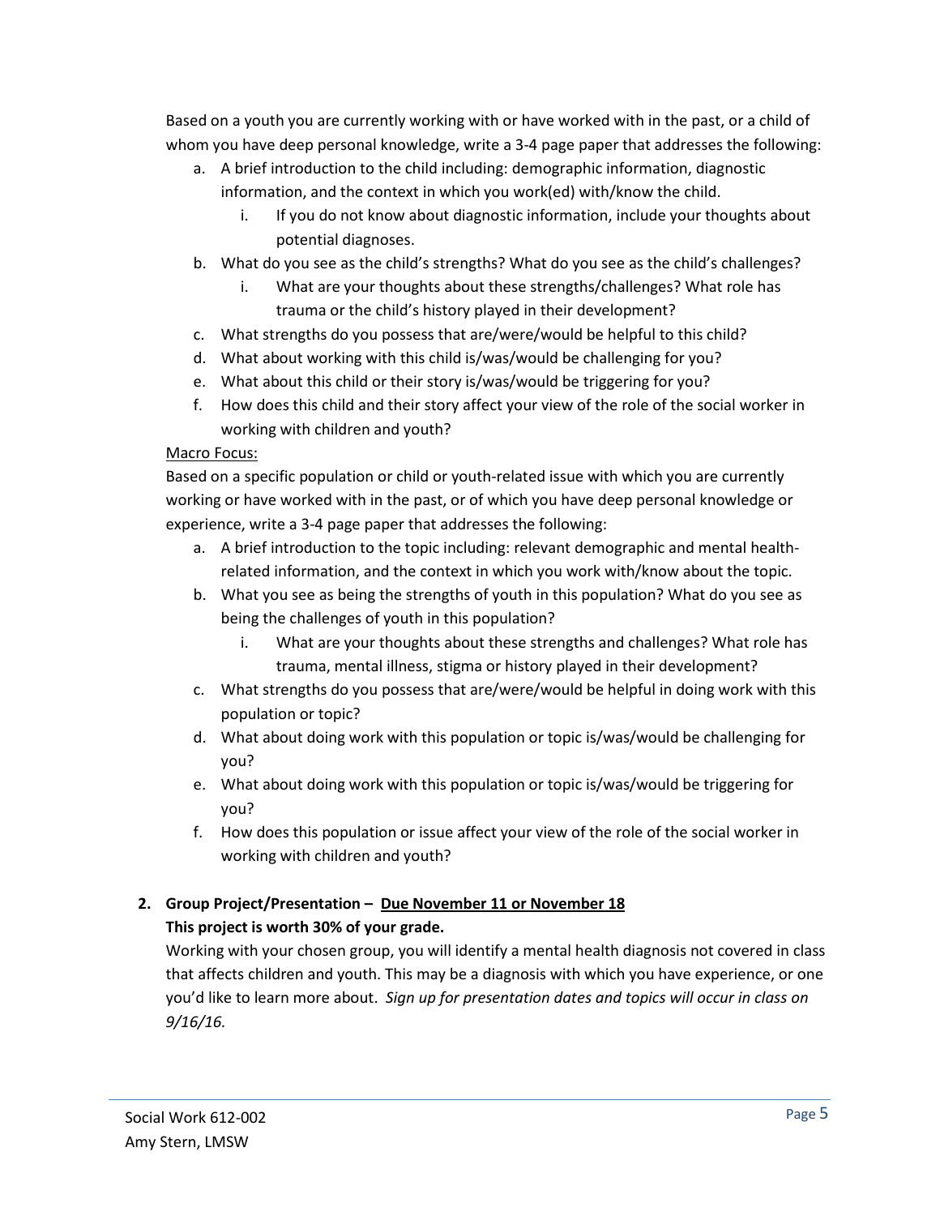Based on a youth you are currently working with or have worked with in the past, or a child of whom you have deep personal knowledge, write a 3-4 page paper that addresses the following:

a. A brief introduction to the child including: demographic information, diagnostic information, and the context in which you work(ed) with/know the child.
   i. If you do not know about diagnostic information, include your thoughts about potential diagnoses.
b. What do you see as the child's strengths? What do you see as the child's challenges?
   i. What are your thoughts about these strengths/challenges? What role has trauma or the child's history played in their development?
c. What strengths do you possess that are/were/would be helpful to this child?
d. What about working with this child is/was/would be challenging for you?
e. What about this child or their story is/was/would be triggering for you?
f. How does this child and their story affect your view of the role of the social worker in working with children and youth?

<u>Macro Focus:</u>

Based on a specific population or child or youth-related issue with which you are currently working or have worked with in the past, or of which you have deep personal knowledge or experience, write a 3-4 page paper that addresses the following:

a. A brief introduction to the topic including: relevant demographic and mental health-related information, and the context in which you work with/know about the topic.
b. What you see as being the strengths of youth in this population? What do you see as being the challenges of youth in this population?
   i. What are your thoughts about these strengths and challenges? What role has trauma, mental illness, stigma or history played in their development?
c. What strengths do you possess that are/were/would be helpful in doing work with this population or topic?
d. What about doing work with this population or topic is/was/would be challenging for you?
e. What about doing work with this population or topic is/was/would be triggering for you?
f. How does this population or issue affect your view of the role of the social worker in working with children and youth?

2. **Group Project/Presentation – <u>Due November 11 or November 18</u>**
   **This project is worth 30% of your grade.**
   Working with your chosen group, you will identify a mental health diagnosis not covered in class that affects children and youth. This may be a diagnosis with which you have experience, or one you'd like to learn more about. *Sign up for presentation dates and topics will occur in class on 9/16/16.*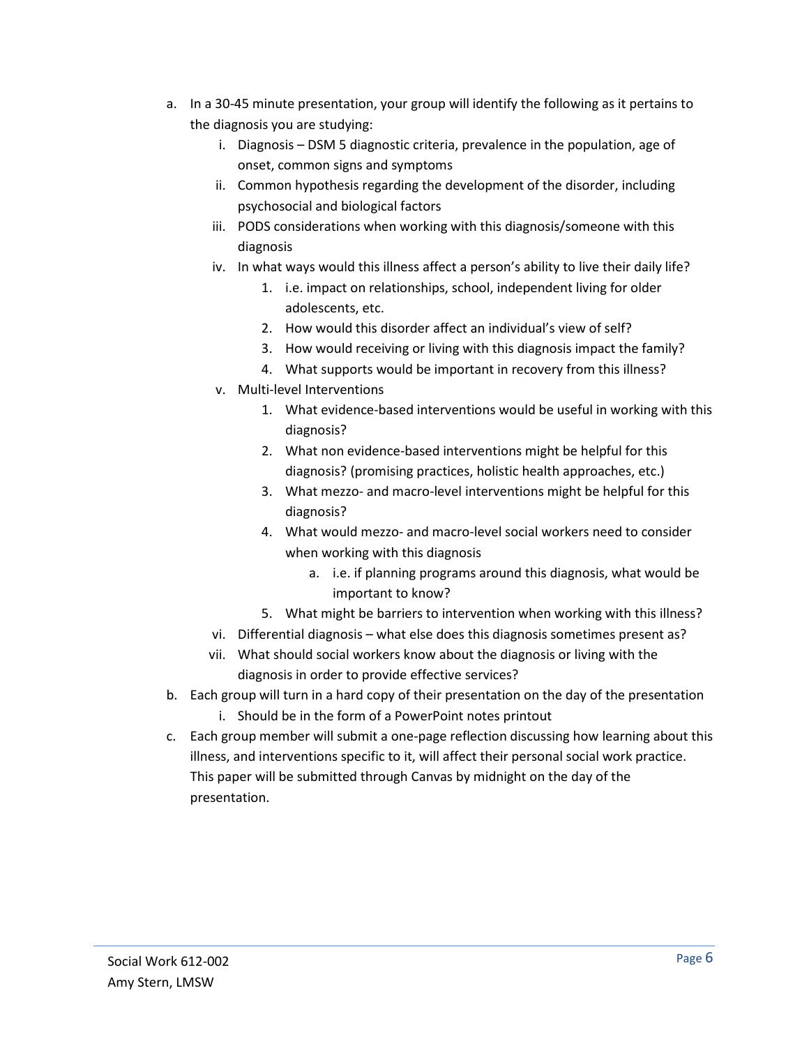a. In a 30-45 minute presentation, your group will identify the following as it pertains to the diagnosis you are studying:
   i. Diagnosis – DSM 5 diagnostic criteria, prevalence in the population, age of onset, common signs and symptoms
   ii. Common hypothesis regarding the development of the disorder, including psychosocial and biological factors
   iii. PODS considerations when working with this diagnosis/someone with this diagnosis
   iv. In what ways would this illness affect a person's ability to live their daily life?
      1. i.e. impact on relationships, school, independent living for older adolescents, etc.
      2. How would this disorder affect an individual's view of self?
      3. How would receiving or living with this diagnosis impact the family?
      4. What supports would be important in recovery from this illness?
   v. Multi-level Interventions
      1. What evidence-based interventions would be useful in working with this diagnosis?
      2. What non evidence-based interventions might be helpful for this diagnosis? (promising practices, holistic health approaches, etc.)
      3. What mezzo- and macro-level interventions might be helpful for this diagnosis?
      4. What would mezzo- and macro-level social workers need to consider when working with this diagnosis
         a. i.e. if planning programs around this diagnosis, what would be important to know?
      5. What might be barriers to intervention when working with this illness?
   vi. Differential diagnosis – what else does this diagnosis sometimes present as?
   vii. What should social workers know about the diagnosis or living with the diagnosis in order to provide effective services?

b. Each group will turn in a hard copy of their presentation on the day of the presentation
   i. Should be in the form of a PowerPoint notes printout

c. Each group member will submit a one-page reflection discussing how learning about this illness, and interventions specific to it, will affect their personal social work practice. This paper will be submitted through Canvas by midnight on the day of the presentation.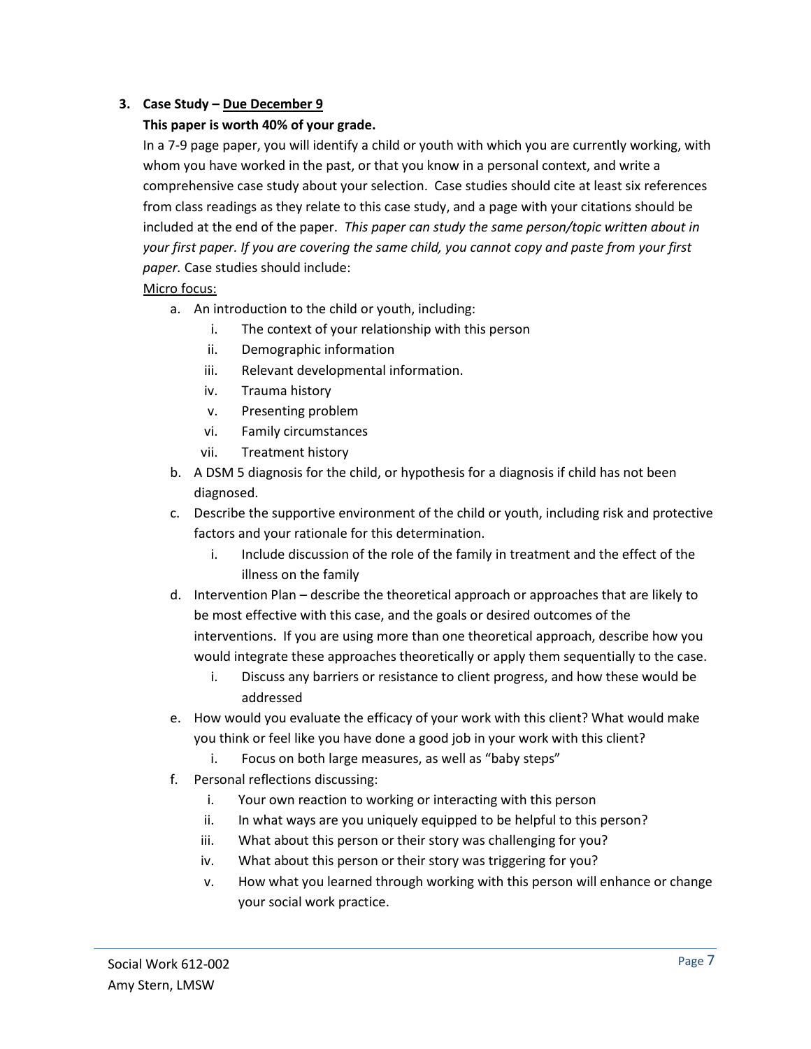3. **Case Study – <u>Due December 9</u>**

   **This paper is worth 40% of your grade.**

   In a 7-9 page paper, you will identify a child or youth with which you are currently working, with whom you have worked in the past, or that you know in a personal context, and write a comprehensive case study about your selection. Case studies should cite at least six references from class readings as they relate to this case study, and a page with your citations should be included at the end of the paper. *This paper can study the same person/topic written about in your first paper. If you are covering the same child, you cannot copy and paste from your first paper.* Case studies should include:

   <u>Micro focus:</u>

   a. An introduction to the child or youth, including:
      i. The context of your relationship with this person
      ii. Demographic information
      iii. Relevant developmental information.
      iv. Trauma history
      v. Presenting problem
      vi. Family circumstances
      vii. Treatment history
   b. A DSM 5 diagnosis for the child, or hypothesis for a diagnosis if child has not been diagnosed.
   c. Describe the supportive environment of the child or youth, including risk and protective factors and your rationale for this determination.
      i. Include discussion of the role of the family in treatment and the effect of the illness on the family
   d. Intervention Plan – describe the theoretical approach or approaches that are likely to be most effective with this case, and the goals or desired outcomes of the interventions. If you are using more than one theoretical approach, describe how you would integrate these approaches theoretically or apply them sequentially to the case.
      i. Discuss any barriers or resistance to client progress, and how these would be addressed
   e. How would you evaluate the efficacy of your work with this client? What would make you think or feel like you have done a good job in your work with this client?
      i. Focus on both large measures, as well as "baby steps"
   f. Personal reflections discussing:
      i. Your own reaction to working or interacting with this person
      ii. In what ways are you uniquely equipped to be helpful to this person?
      iii. What about this person or their story was challenging for you?
      iv. What about this person or their story was triggering for you?
      v. How what you learned through working with this person will enhance or change your social work practice.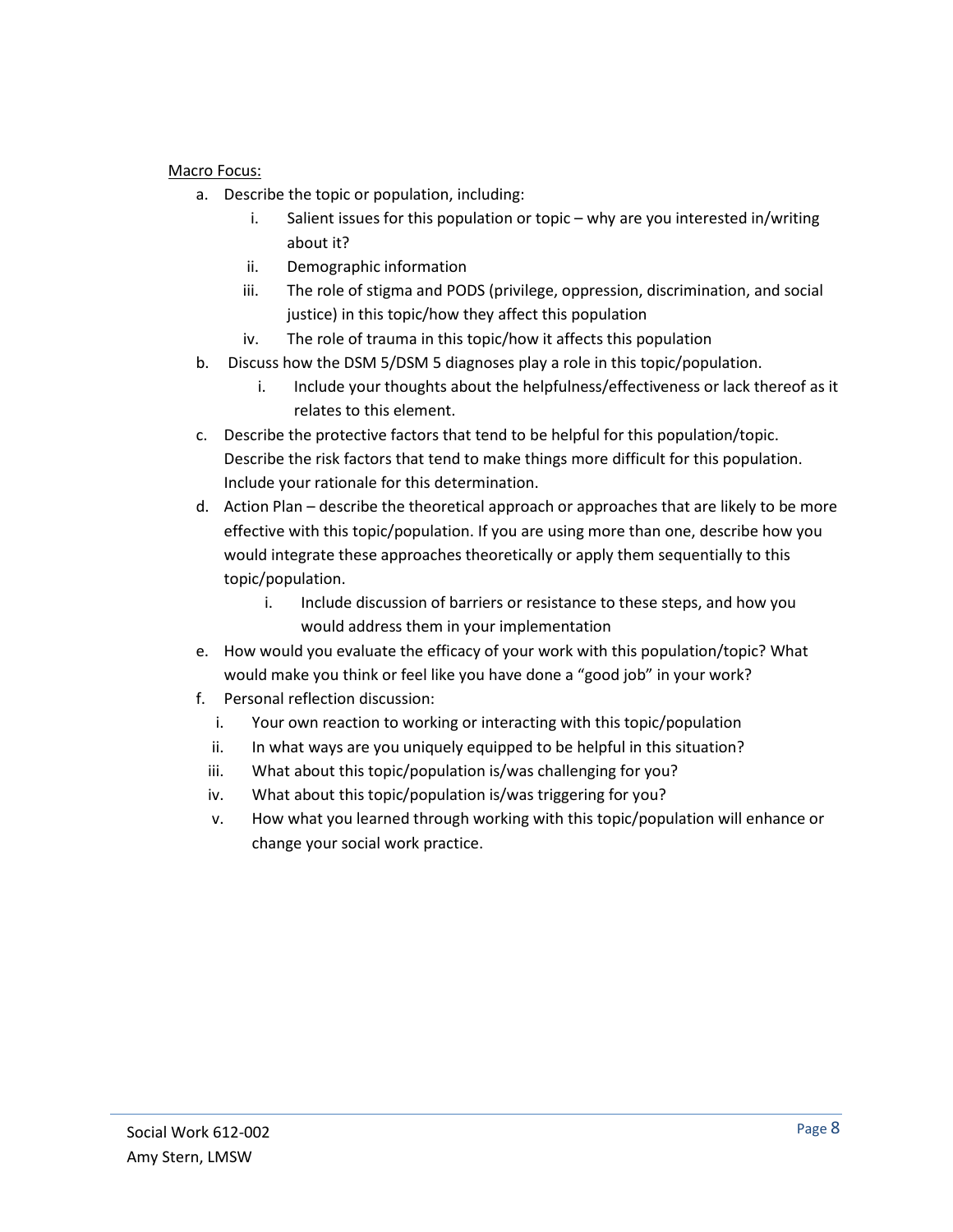<u>Macro Focus:</u>

a. Describe the topic or population, including:
   i. Salient issues for this population or topic – why are you interested in/writing about it?
   ii. Demographic information
   iii. The role of stigma and PODS (privilege, oppression, discrimination, and social justice) in this topic/how they affect this population
   iv. The role of trauma in this topic/how it affects this population
b. Discuss how the DSM 5/DSM 5 diagnoses play a role in this topic/population.
   i. Include your thoughts about the helpfulness/effectiveness or lack thereof as it relates to this element.
c. Describe the protective factors that tend to be helpful for this population/topic. Describe the risk factors that tend to make things more difficult for this population. Include your rationale for this determination.
d. Action Plan – describe the theoretical approach or approaches that are likely to be more effective with this topic/population. If you are using more than one, describe how you would integrate these approaches theoretically or apply them sequentially to this topic/population.
   i. Include discussion of barriers or resistance to these steps, and how you would address them in your implementation
e. How would you evaluate the efficacy of your work with this population/topic? What would make you think or feel like you have done a "good job" in your work?
f. Personal reflection discussion:
   i. Your own reaction to working or interacting with this topic/population
   ii. In what ways are you uniquely equipped to be helpful in this situation?
   iii. What about this topic/population is/was challenging for you?
   iv. What about this topic/population is/was triggering for you?
   v. How what you learned through working with this topic/population will enhance or change your social work practice.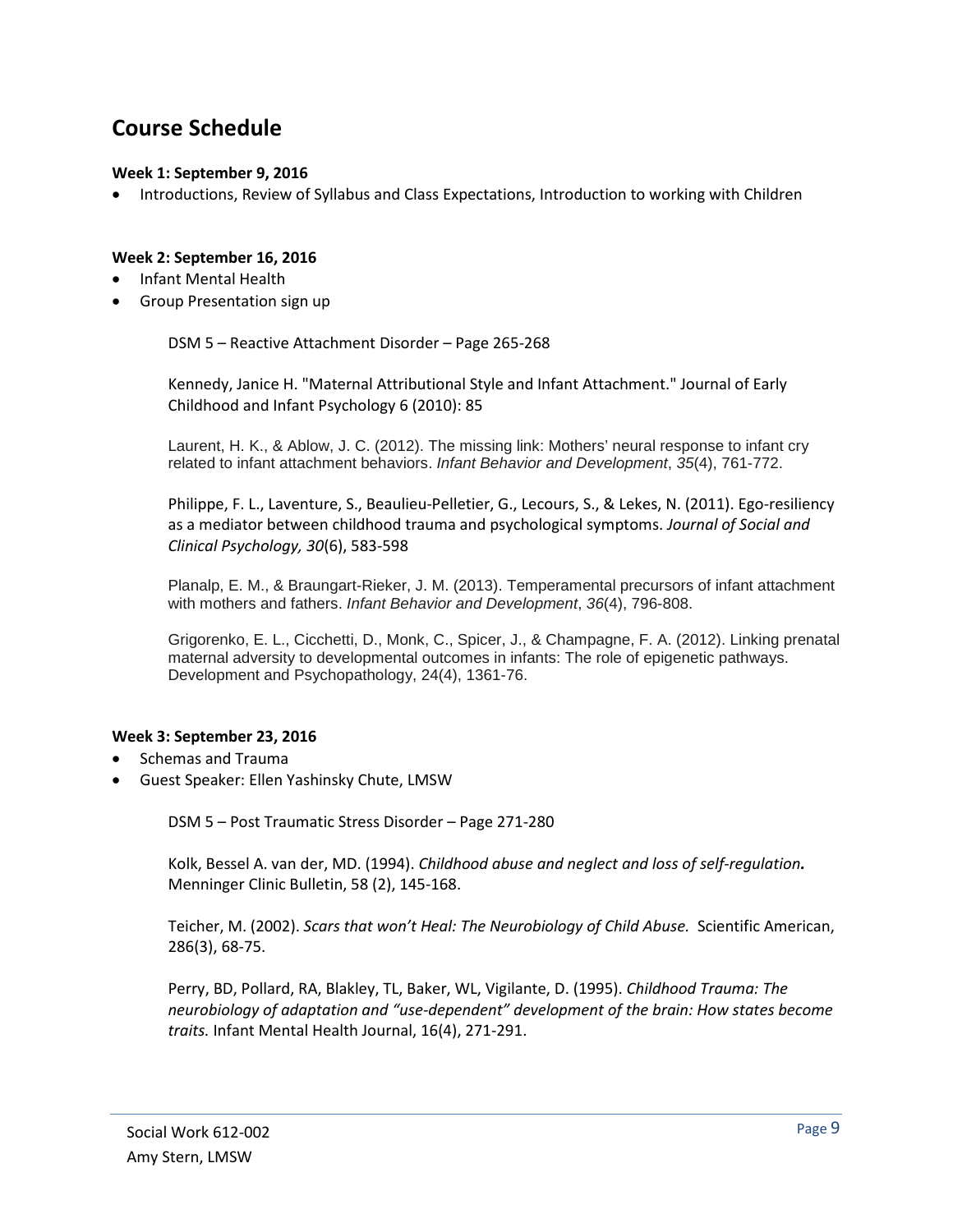## Course Schedule

**Week 1: September 9, 2016**

- Introductions, Review of Syllabus and Class Expectations, Introduction to working with Children

**Week 2: September 16, 2016**

- Infant Mental Health
- Group Presentation sign up

DSM 5 – Reactive Attachment Disorder – Page 265-268

Kennedy, Janice H. "Maternal Attributional Style and Infant Attachment." Journal of Early Childhood and Infant Psychology 6 (2010): 85

Laurent, H. K., & Ablow, J. C. (2012). The missing link: Mothers' neural response to infant cry related to infant attachment behaviors. *Infant Behavior and Development*, *35*(4), 761-772.

Philippe, F. L., Laventure, S., Beaulieu-Pelletier, G., Lecours, S., & Lekes, N. (2011). Ego-resiliency as a mediator between childhood trauma and psychological symptoms. *Journal of Social and Clinical Psychology, 30*(6), 583-598

Planalp, E. M., & Braungart-Rieker, J. M. (2013). Temperamental precursors of infant attachment with mothers and fathers. *Infant Behavior and Development*, *36*(4), 796-808.

Grigorenko, E. L., Cicchetti, D., Monk, C., Spicer, J., & Champagne, F. A. (2012). Linking prenatal maternal adversity to developmental outcomes in infants: The role of epigenetic pathways. Development and Psychopathology, 24(4), 1361-76.

**Week 3: September 23, 2016**

- Schemas and Trauma
- Guest Speaker: Ellen Yashinsky Chute, LMSW

DSM 5 – Post Traumatic Stress Disorder – Page 271-280

Kolk, Bessel A. van der, MD. (1994). *Childhood abuse and neglect and loss of self-regulation.* Menninger Clinic Bulletin, 58 (2), 145-168.

Teicher, M. (2002). *Scars that won't Heal: The Neurobiology of Child Abuse.* Scientific American, 286(3), 68-75.

Perry, BD, Pollard, RA, Blakley, TL, Baker, WL, Vigilante, D. (1995). *Childhood Trauma: The neurobiology of adaptation and "use-dependent" development of the brain: How states become traits.* Infant Mental Health Journal, 16(4), 271-291.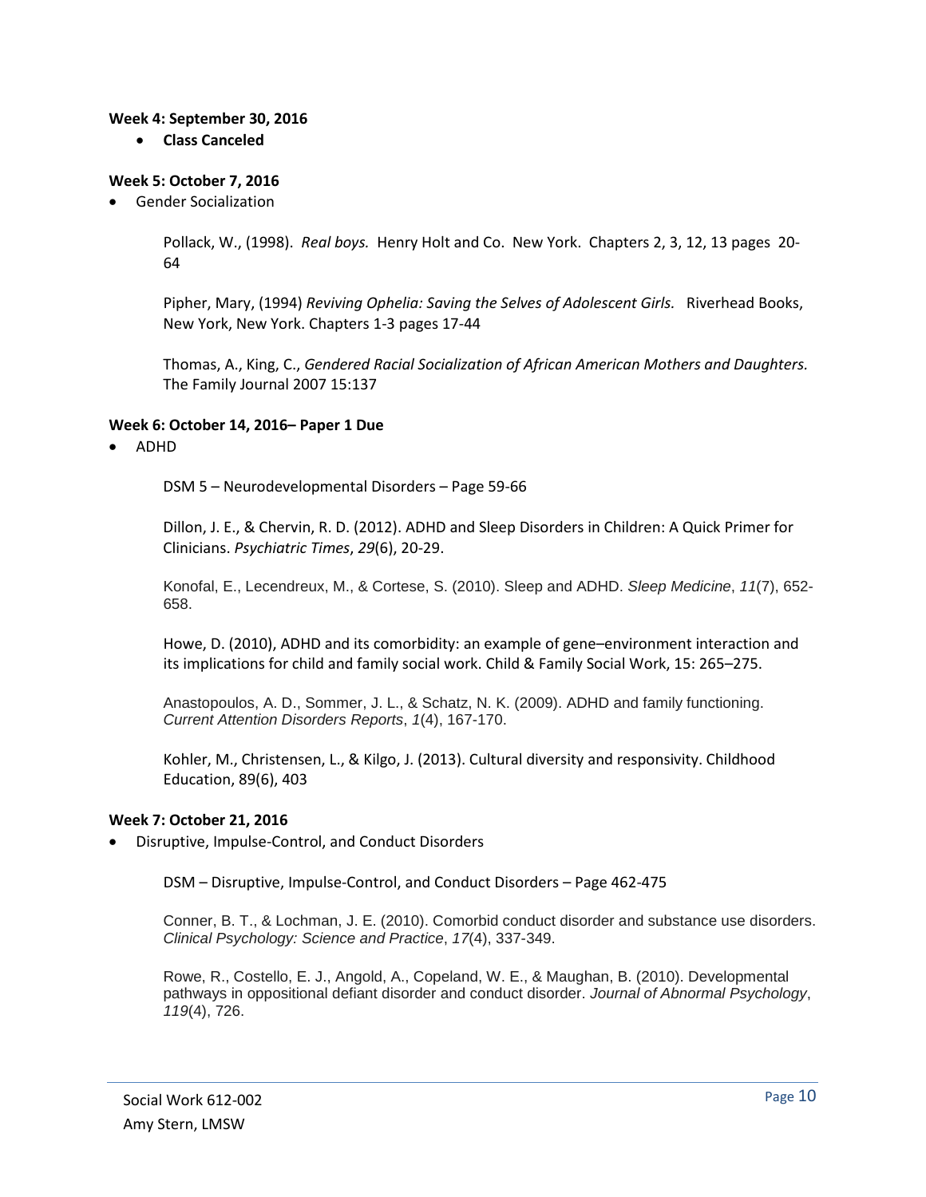**Week 4: September 30, 2016**

- **Class Canceled**

**Week 5: October 7, 2016**

- Gender Socialization

Pollack, W., (1998). *Real boys.* Henry Holt and Co. New York. Chapters 2, 3, 12, 13 pages 20-64

Pipher, Mary, (1994) *Reviving Ophelia: Saving the Selves of Adolescent Girls.* Riverhead Books, New York, New York. Chapters 1-3 pages 17-44

Thomas, A., King, C., *Gendered Racial Socialization of African American Mothers and Daughters.* The Family Journal 2007 15:137

**Week 6: October 14, 2016– Paper 1 Due**

- ADHD

DSM 5 – Neurodevelopmental Disorders – Page 59-66

Dillon, J. E., & Chervin, R. D. (2012). ADHD and Sleep Disorders in Children: A Quick Primer for Clinicians. *Psychiatric Times*, *29*(6), 20-29.

Konofal, E., Lecendreux, M., & Cortese, S. (2010). Sleep and ADHD. *Sleep Medicine*, *11*(7), 652-658.

Howe, D. (2010), ADHD and its comorbidity: an example of gene–environment interaction and its implications for child and family social work. Child & Family Social Work, 15: 265–275.

Anastopoulos, A. D., Sommer, J. L., & Schatz, N. K. (2009). ADHD and family functioning. *Current Attention Disorders Reports*, *1*(4), 167-170.

Kohler, M., Christensen, L., & Kilgo, J. (2013). Cultural diversity and responsivity. Childhood Education, 89(6), 403

**Week 7: October 21, 2016**

- Disruptive, Impulse-Control, and Conduct Disorders

DSM – Disruptive, Impulse-Control, and Conduct Disorders – Page 462-475

Conner, B. T., & Lochman, J. E. (2010). Comorbid conduct disorder and substance use disorders. *Clinical Psychology: Science and Practice*, *17*(4), 337-349.

Rowe, R., Costello, E. J., Angold, A., Copeland, W. E., & Maughan, B. (2010). Developmental pathways in oppositional defiant disorder and conduct disorder. *Journal of Abnormal Psychology*, *119*(4), 726.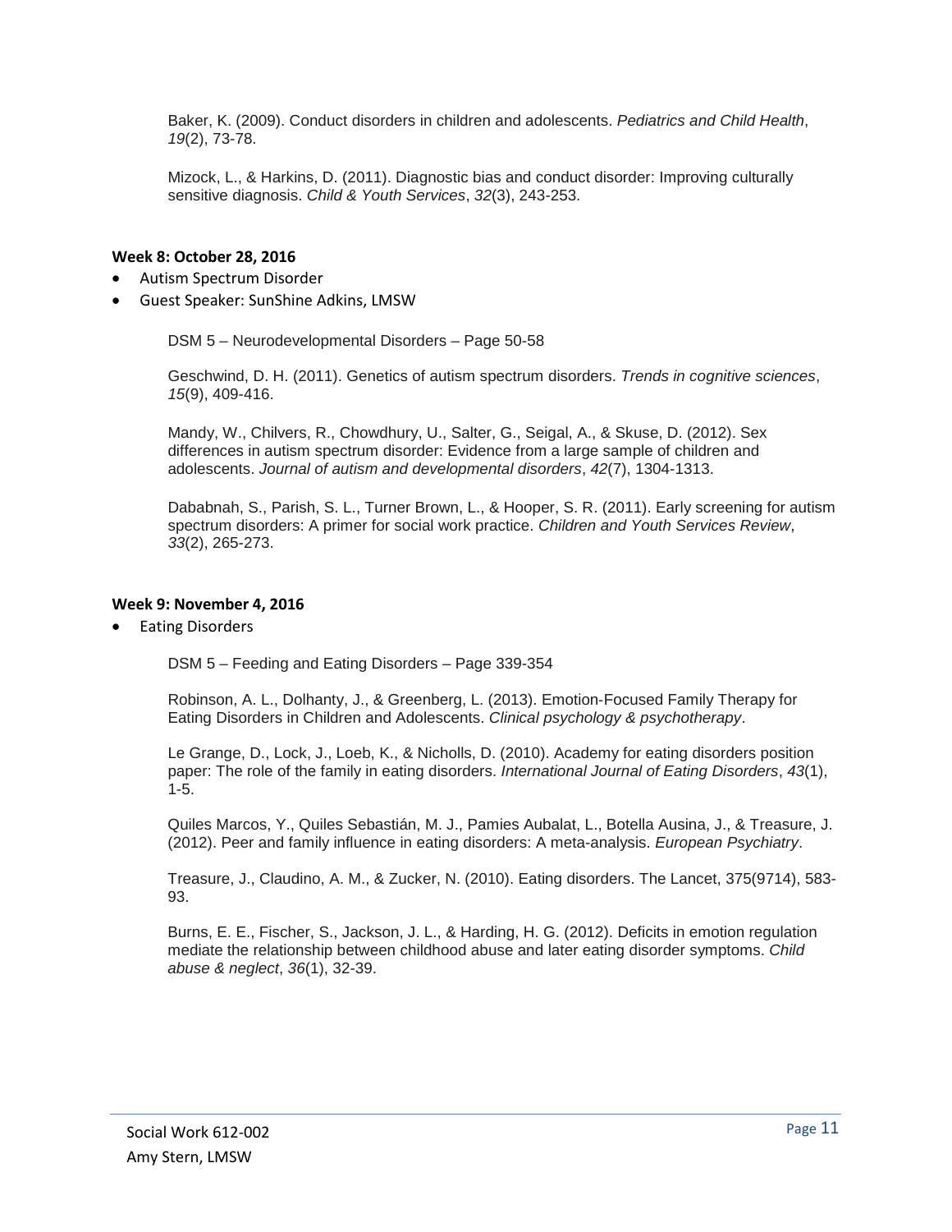Baker, K. (2009). Conduct disorders in children and adolescents. *Pediatrics and Child Health*, *19*(2), 73-78.

Mizock, L., & Harkins, D. (2011). Diagnostic bias and conduct disorder: Improving culturally sensitive diagnosis. *Child & Youth Services*, *32*(3), 243-253.

**Week 8: October 28, 2016**

- Autism Spectrum Disorder
- Guest Speaker: SunShine Adkins, LMSW

DSM 5 – Neurodevelopmental Disorders – Page 50-58

Geschwind, D. H. (2011). Genetics of autism spectrum disorders. *Trends in cognitive sciences*, *15*(9), 409-416.

Mandy, W., Chilvers, R., Chowdhury, U., Salter, G., Seigal, A., & Skuse, D. (2012). Sex differences in autism spectrum disorder: Evidence from a large sample of children and adolescents. *Journal of autism and developmental disorders*, *42*(7), 1304-1313.

Dababnah, S., Parish, S. L., Turner Brown, L., & Hooper, S. R. (2011). Early screening for autism spectrum disorders: A primer for social work practice. *Children and Youth Services Review*, *33*(2), 265-273.

**Week 9: November 4, 2016**

- Eating Disorders

DSM 5 – Feeding and Eating Disorders – Page 339-354

Robinson, A. L., Dolhanty, J., & Greenberg, L. (2013). Emotion-Focused Family Therapy for Eating Disorders in Children and Adolescents. *Clinical psychology & psychotherapy*.

Le Grange, D., Lock, J., Loeb, K., & Nicholls, D. (2010). Academy for eating disorders position paper: The role of the family in eating disorders. *International Journal of Eating Disorders*, *43*(1), 1-5.

Quiles Marcos, Y., Quiles Sebastián, M. J., Pamies Aubalat, L., Botella Ausina, J., & Treasure, J. (2012). Peer and family influence in eating disorders: A meta-analysis. *European Psychiatry*.

Treasure, J., Claudino, A. M., & Zucker, N. (2010). Eating disorders. The Lancet, 375(9714), 583-93.

Burns, E. E., Fischer, S., Jackson, J. L., & Harding, H. G. (2012). Deficits in emotion regulation mediate the relationship between childhood abuse and later eating disorder symptoms. *Child abuse & neglect*, *36*(1), 32-39.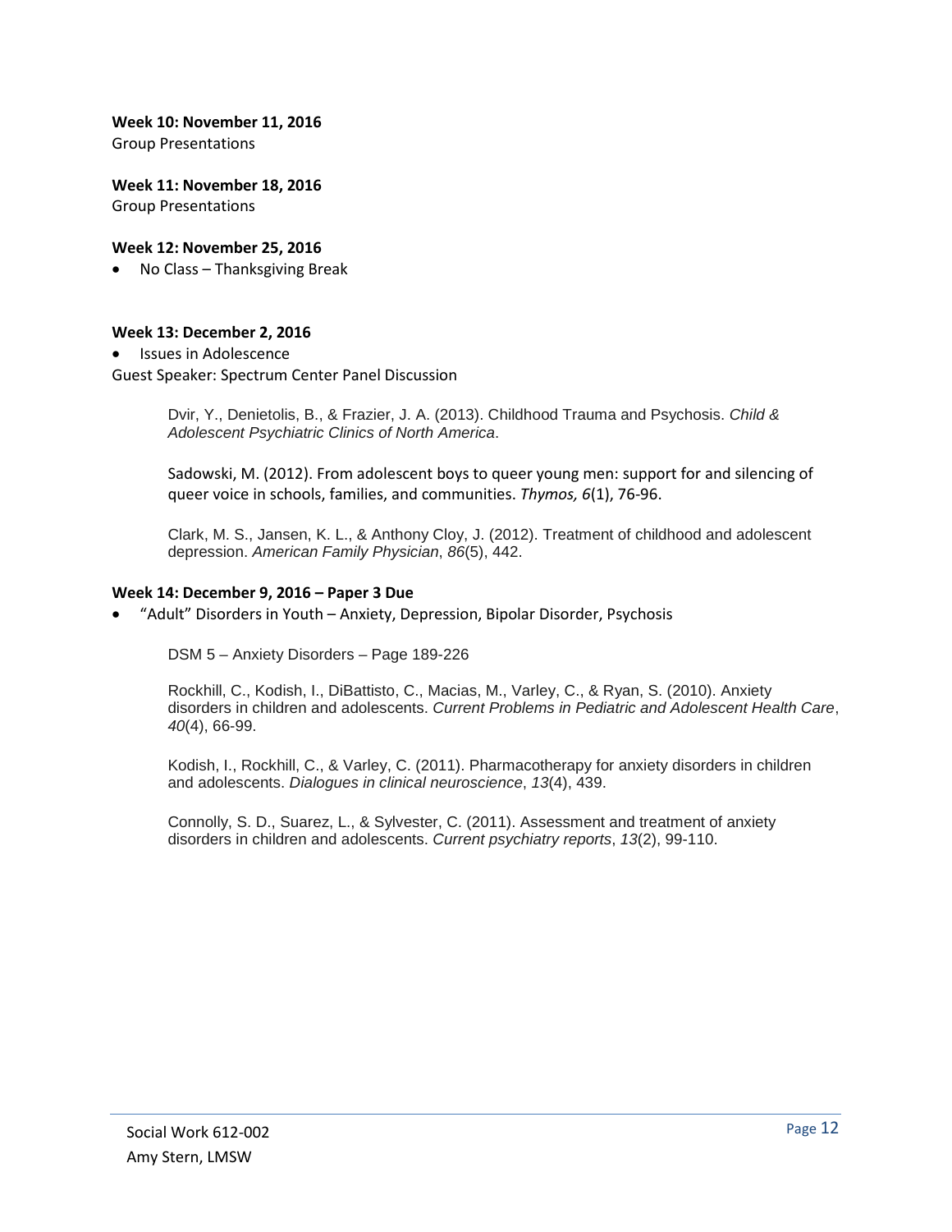**Week 10: November 11, 2016**
Group Presentations

**Week 11: November 18, 2016**
Group Presentations

**Week 12: November 25, 2016**

- No Class – Thanksgiving Break

**Week 13: December 2, 2016**

- Issues in Adolescence

Guest Speaker: Spectrum Center Panel Discussion

> Dvir, Y., Denietolis, B., & Frazier, J. A. (2013). Childhood Trauma and Psychosis. *Child & Adolescent Psychiatric Clinics of North America*.
>
> Sadowski, M. (2012). From adolescent boys to queer young men: support for and silencing of queer voice in schools, families, and communities. *Thymos, 6*(1), 76-96.
>
> Clark, M. S., Jansen, K. L., & Anthony Cloy, J. (2012). Treatment of childhood and adolescent depression. *American Family Physician*, *86*(5), 442.

**Week 14: December 9, 2016 – Paper 3 Due**

- "Adult" Disorders in Youth – Anxiety, Depression, Bipolar Disorder, Psychosis

> DSM 5 – Anxiety Disorders – Page 189-226
>
> Rockhill, C., Kodish, I., DiBattisto, C., Macias, M., Varley, C., & Ryan, S. (2010). Anxiety disorders in children and adolescents. *Current Problems in Pediatric and Adolescent Health Care*, *40*(4), 66-99.
>
> Kodish, I., Rockhill, C., & Varley, C. (2011). Pharmacotherapy for anxiety disorders in children and adolescents. *Dialogues in clinical neuroscience*, *13*(4), 439.
>
> Connolly, S. D., Suarez, L., & Sylvester, C. (2011). Assessment and treatment of anxiety disorders in children and adolescents. *Current psychiatry reports*, *13*(2), 99-110.